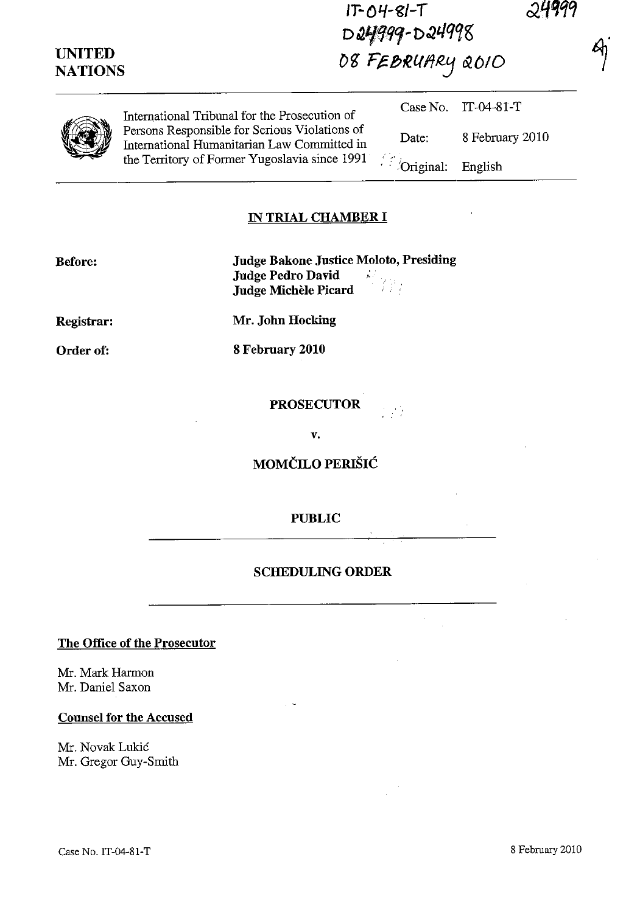IT-04-81-T
D24999-D24998
08 FEBRUARY 2010

24999

UNITED NATIONS

| | | |
|---|---|---|
| International Tribunal for the Prosecution of Persons Responsible for Serious Violations of International Humanitarian Law Committed in the Territory of Former Yugoslavia since 1991 | Case No. | IT-04-81-T |
| | Date: | 8 February 2010 |
| | Original: | English |

## IN TRIAL CHAMBER I

**Before:** **Judge Bakone Justice Moloto, Presiding**
**Judge Pedro David**
**Judge Michèle Picard**

**Registrar:** **Mr. John Hocking**

**Order of:** **8 February 2010**

**PROSECUTOR**

**v.**

**MOMČILO PERIŠIĆ**

**PUBLIC**

## SCHEDULING ORDER

**The Office of the Prosecutor**

Mr. Mark Harmon
Mr. Daniel Saxon

**Counsel for the Accused**

Mr. Novak Lukić
Mr. Gregor Guy-Smith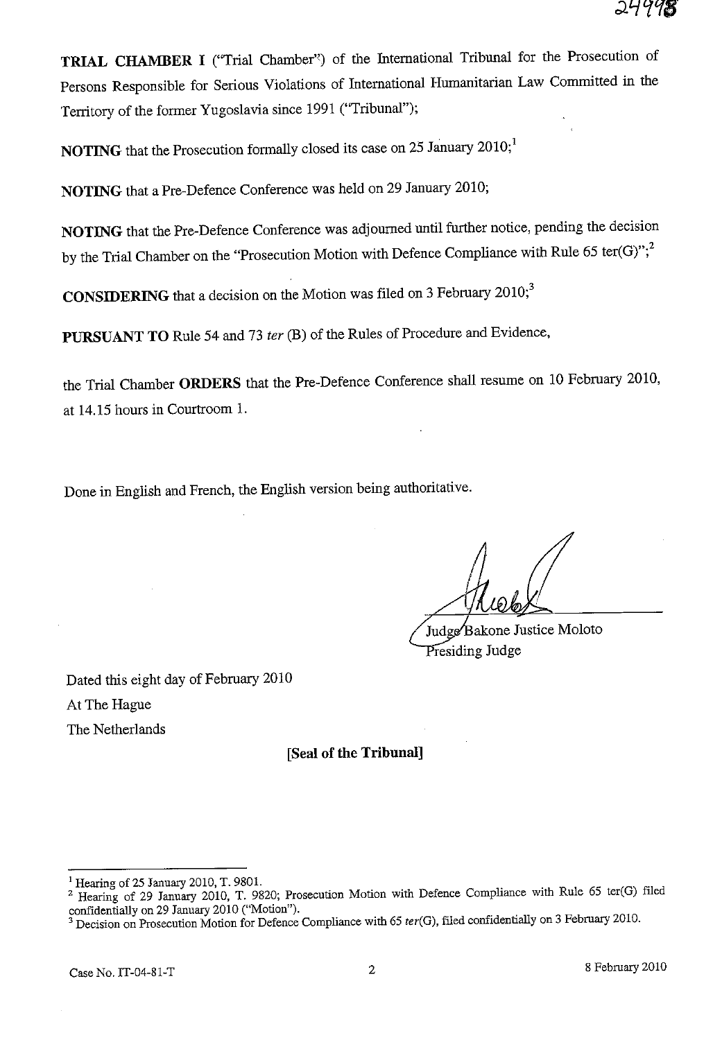**TRIAL CHAMBER I** ("Trial Chamber") of the International Tribunal for the Prosecution of Persons Responsible for Serious Violations of International Humanitarian Law Committed in the Territory of the former Yugoslavia since 1991 ("Tribunal");

**NOTING** that the Prosecution formally closed its case on 25 January 2010;[1]

**NOTING** that a Pre-Defence Conference was held on 29 January 2010;

**NOTING** that the Pre-Defence Conference was adjourned until further notice, pending the decision by the Trial Chamber on the "Prosecution Motion with Defence Compliance with Rule 65 ter(G)";[2]

**CONSIDERING** that a decision on the Motion was filed on 3 February 2010;[3]

**PURSUANT TO** Rule 54 and 73 *ter* (B) of the Rules of Procedure and Evidence,

the Trial Chamber **ORDERS** that the Pre-Defence Conference shall resume on 10 February 2010, at 14.15 hours in Courtroom 1.

Done in English and French, the English version being authoritative.

Judge Bakone Justice Moloto
Presiding Judge

Dated this eight day of February 2010
At The Hague
The Netherlands

**[Seal of the Tribunal]**

---

[1] Hearing of 25 January 2010, T. 9801.

[2] Hearing of 29 January 2010, T. 9820; Prosecution Motion with Defence Compliance with Rule 65 ter(G) filed confidentially on 29 January 2010 ("Motion").

[3] Decision on Prosecution Motion for Defence Compliance with 65 *ter*(G), filed confidentially on 3 February 2010.

Case No. IT-04-81-T 8 February 2010